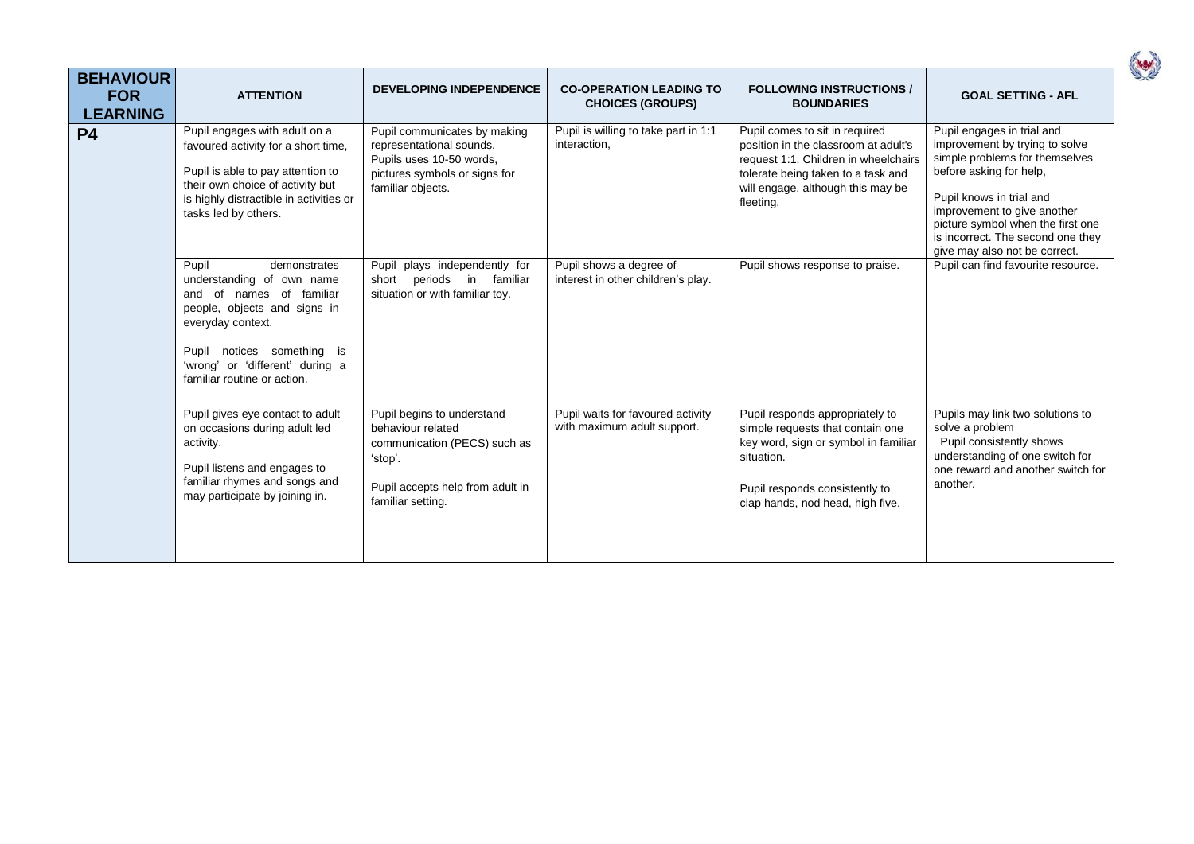| BEHAVIOUR FOR LEARNING | ATTENTION | DEVELOPING INDEPENDENCE | CO-OPERATION LEADING TO CHOICES (GROUPS) | FOLLOWING INSTRUCTIONS / BOUNDARIES | GOAL SETTING - AFL |
|---|---|---|---|---|---|
| **P4** | Pupil engages with adult on a favoured activity for a short time,<br><br>Pupil is able to pay attention to their own choice of activity but is highly distractible in activities or tasks led by others. | Pupil communicates by making representational sounds. Pupils uses 10-50 words, pictures symbols or signs for familiar objects. | Pupil is willing to take part in 1:1 interaction, | Pupil comes to sit in required position in the classroom at adult's request 1:1. Children in wheelchairs tolerate being taken to a task and will engage, although this may be fleeting. | Pupil engages in trial and improvement by trying to solve simple problems for themselves before asking for help,<br><br>Pupil knows in trial and improvement to give another picture symbol when the first one is incorrect. The second one they give may also not be correct. |
| | Pupil demonstrates understanding of own name and of names of familiar people, objects and signs in everyday context.<br><br>Pupil notices something is 'wrong' or 'different' during a familiar routine or action. | Pupil plays independently for short periods in familiar situation or with familiar toy. | Pupil shows a degree of interest in other children's play. | Pupil shows response to praise. | Pupil can find favourite resource. |
| | Pupil gives eye contact to adult on occasions during adult led activity.<br><br>Pupil listens and engages to familiar rhymes and songs and may participate by joining in. | Pupil begins to understand behaviour related communication (PECS) such as 'stop'.<br><br>Pupil accepts help from adult in familiar setting. | Pupil waits for favoured activity with maximum adult support. | Pupil responds appropriately to simple requests that contain one key word, sign or symbol in familiar situation.<br><br>Pupil responds consistently to clap hands, nod head, high five. | Pupils may link two solutions to solve a problem<br>Pupil consistently shows understanding of one switch for one reward and another switch for another. |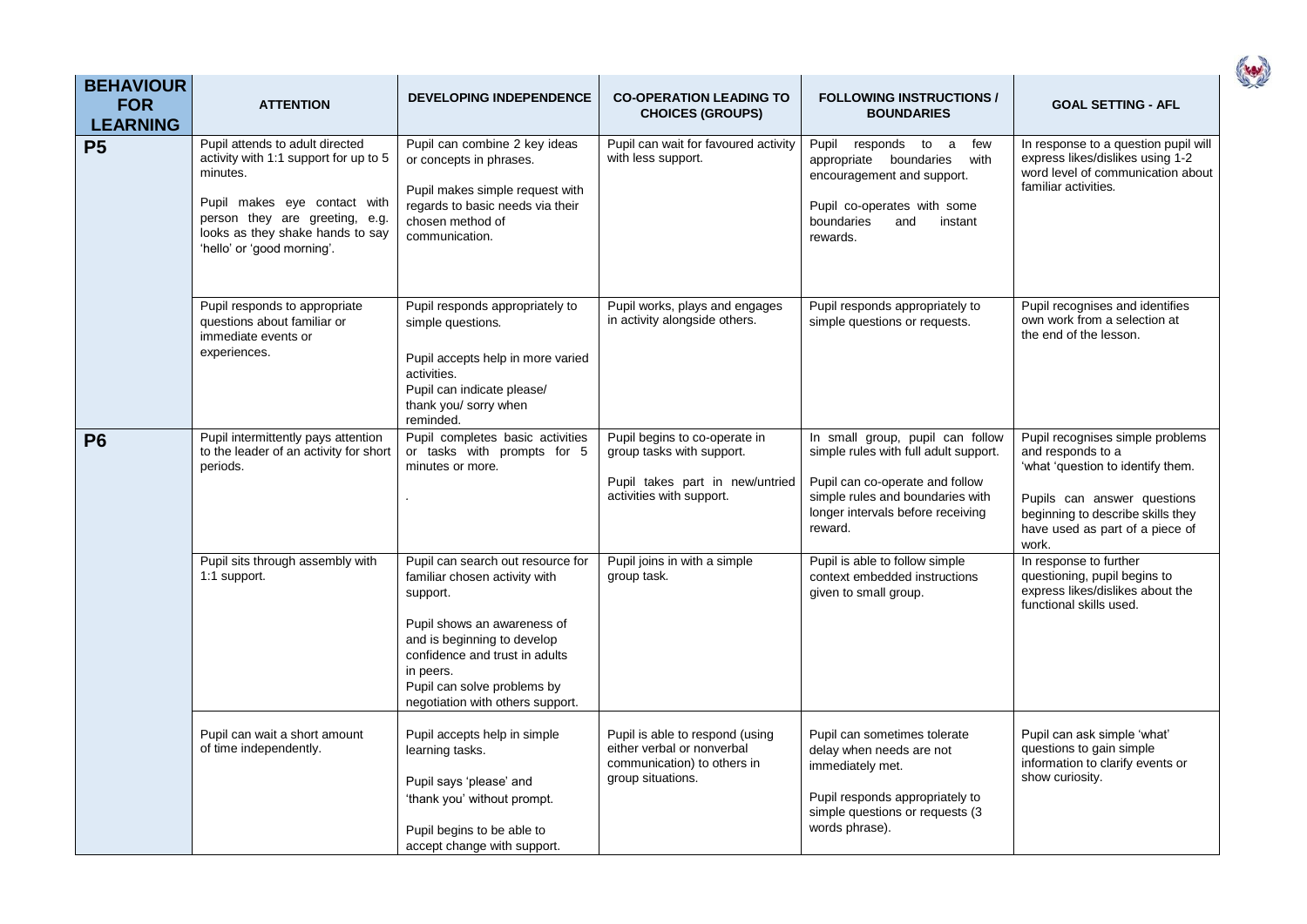| BEHAVIOUR FOR LEARNING | ATTENTION | DEVELOPING INDEPENDENCE | CO-OPERATION LEADING TO CHOICES (GROUPS) | FOLLOWING INSTRUCTIONS / BOUNDARIES | GOAL SETTING - AFL |
|---|---|---|---|---|---|
| **P5** | Pupil attends to adult directed activity with 1:1 support for up to 5 minutes.<br><br>Pupil makes eye contact with person they are greeting, e.g. looks as they shake hands to say 'hello' or 'good morning'. | Pupil can combine 2 key ideas or concepts in phrases.<br><br>Pupil makes simple request with regards to basic needs via their chosen method of communication. | Pupil can wait for favoured activity with less support. | Pupil responds to a few appropriate boundaries with encouragement and support.<br><br>Pupil co-operates with some boundaries and instant rewards. | In response to a question pupil will express likes/dislikes using 1-2 word level of communication about familiar activities. |
| | Pupil responds to appropriate questions about familiar or immediate events or experiences. | Pupil responds appropriately to simple questions.<br><br>Pupil accepts help in more varied activities.<br>Pupil can indicate please/ thank you/ sorry when reminded. | Pupil works, plays and engages in activity alongside others. | Pupil responds appropriately to simple questions or requests. | Pupil recognises and identifies own work from a selection at the end of the lesson. |
| **P6** | Pupil intermittently pays attention to the leader of an activity for short periods. | Pupil completes basic activities or tasks with prompts for 5 minutes or more.<br><br>. | Pupil begins to co-operate in group tasks with support.<br><br>Pupil takes part in new/untried activities with support. | In small group, pupil can follow simple rules with full adult support.<br><br>Pupil can co-operate and follow simple rules and boundaries with longer intervals before receiving reward. | Pupil recognises simple problems and responds to a 'what 'question to identify them.<br><br>Pupils can answer questions beginning to describe skills they have used as part of a piece of work. |
| | Pupil sits through assembly with 1:1 support. | Pupil can search out resource for familiar chosen activity with support.<br><br>Pupil shows an awareness of and is beginning to develop confidence and trust in adults in peers.<br>Pupil can solve problems by negotiation with others support. | Pupil joins in with a simple group task. | Pupil is able to follow simple context embedded instructions given to small group. | In response to further questioning, pupil begins to express likes/dislikes about the functional skills used. |
| | Pupil can wait a short amount of time independently. | Pupil accepts help in simple learning tasks.<br><br>Pupil says 'please' and 'thank you' without prompt.<br><br>Pupil begins to be able to accept change with support. | Pupil is able to respond (using either verbal or nonverbal communication) to others in group situations. | Pupil can sometimes tolerate delay when needs are not immediately met.<br><br>Pupil responds appropriately to simple questions or requests (3 words phrase). | Pupil can ask simple 'what' questions to gain simple information to clarify events or show curiosity. |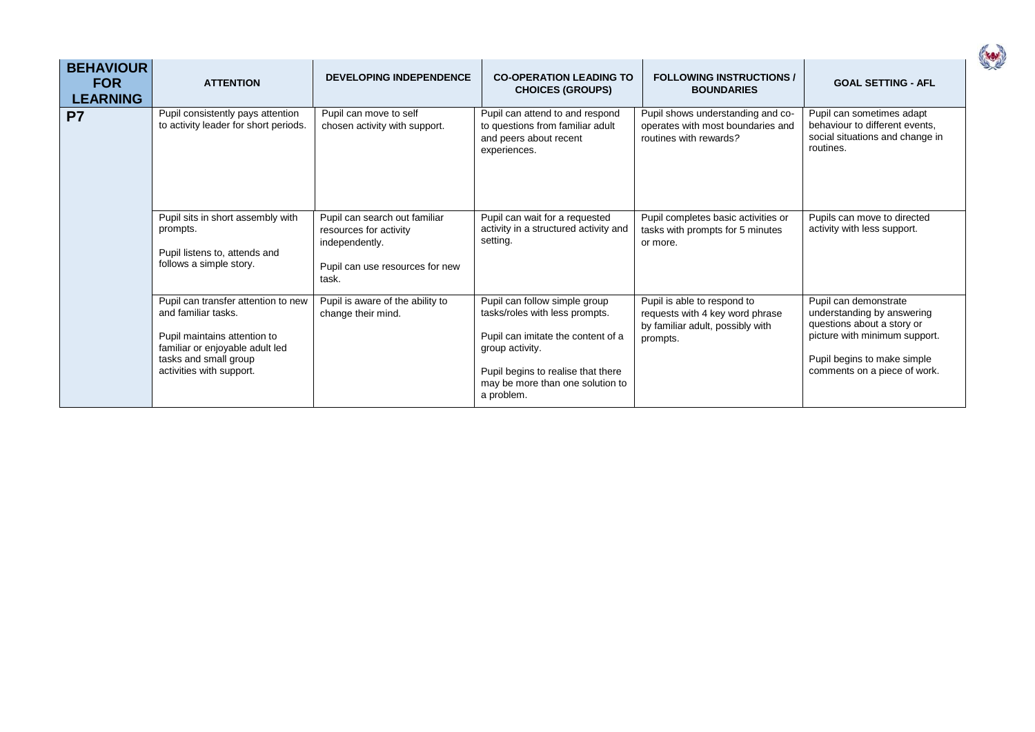| BEHAVIOUR FOR LEARNING | ATTENTION | DEVELOPING INDEPENDENCE | CO-OPERATION LEADING TO CHOICES (GROUPS) | FOLLOWING INSTRUCTIONS / BOUNDARIES | GOAL SETTING - AFL |
|---|---|---|---|---|---|
| **P7** | Pupil consistently pays attention to activity leader for short periods. | Pupil can move to self chosen activity with support. | Pupil can attend to and respond to questions from familiar adult and peers about recent experiences. | Pupil shows understanding and co-operates with most boundaries and routines with rewards? | Pupil can sometimes adapt behaviour to different events, social situations and change in routines. |
| | Pupil sits in short assembly with prompts.<br><br>Pupil listens to, attends and follows a simple story. | Pupil can search out familiar resources for activity independently.<br><br>Pupil can use resources for new task. | Pupil can wait for a requested activity in a structured activity and setting. | Pupil completes basic activities or tasks with prompts for 5 minutes or more. | Pupils can move to directed activity with less support. |
| | Pupil can transfer attention to new and familiar tasks.<br><br>Pupil maintains attention to familiar or enjoyable adult led tasks and small group activities with support. | Pupil is aware of the ability to change their mind. | Pupil can follow simple group tasks/roles with less prompts.<br><br>Pupil can imitate the content of a group activity.<br><br>Pupil begins to realise that there may be more than one solution to a problem. | Pupil is able to respond to requests with 4 key word phrase by familiar adult, possibly with prompts. | Pupil can demonstrate understanding by answering questions about a story or picture with minimum support.<br><br>Pupil begins to make simple comments on a piece of work. |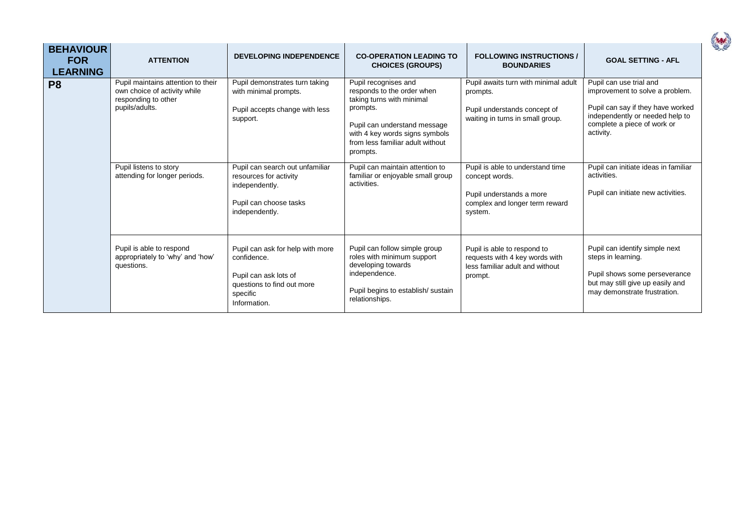| BEHAVIOUR FOR LEARNING | ATTENTION | DEVELOPING INDEPENDENCE | CO-OPERATION LEADING TO CHOICES (GROUPS) | FOLLOWING INSTRUCTIONS / BOUNDARIES | GOAL SETTING - AFL |
|---|---|---|---|---|---|
| **P8** | Pupil maintains attention to their own choice of activity while responding to other pupils/adults. | Pupil demonstrates turn taking with minimal prompts.<br><br>Pupil accepts change with less support. | Pupil recognises and responds to the order when taking turns with minimal prompts.<br><br>Pupil can understand message with 4 key words signs symbols from less familiar adult without prompts. | Pupil awaits turn with minimal adult prompts.<br><br>Pupil understands concept of waiting in turns in small group. | Pupil can use trial and improvement to solve a problem.<br><br>Pupil can say if they have worked independently or needed help to complete a piece of work or activity. |
| | Pupil listens to story attending for longer periods. | Pupil can search out unfamiliar resources for activity independently.<br><br>Pupil can choose tasks independently. | Pupil can maintain attention to familiar or enjoyable small group activities. | Pupil is able to understand time concept words.<br><br>Pupil understands a more complex and longer term reward system. | Pupil can initiate ideas in familiar activities.<br><br>Pupil can initiate new activities. |
| | Pupil is able to respond appropriately to 'why' and 'how' questions. | Pupil can ask for help with more confidence.<br><br>Pupil can ask lots of questions to find out more specific Information. | Pupil can follow simple group roles with minimum support developing towards independence.<br><br>Pupil begins to establish/ sustain relationships. | Pupil is able to respond to requests with 4 key words with less familiar adult and without prompt. | Pupil can identify simple next steps in learning.<br><br>Pupil shows some perseverance but may still give up easily and may demonstrate frustration. |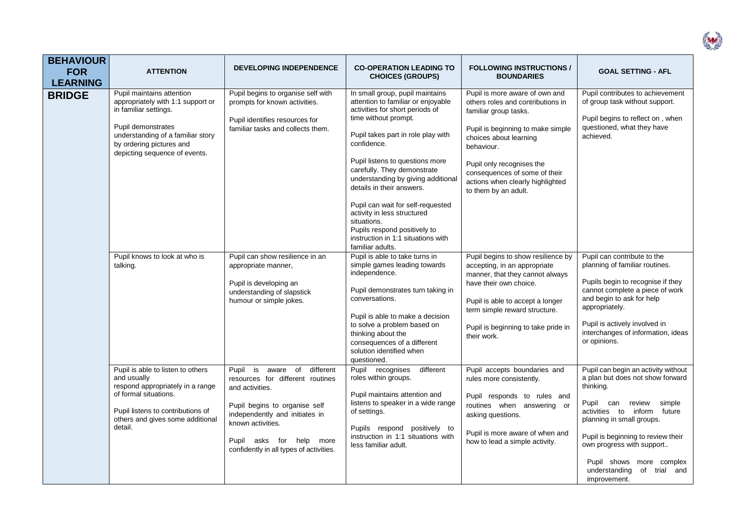| BEHAVIOUR FOR LEARNING | ATTENTION | DEVELOPING INDEPENDENCE | CO-OPERATION LEADING TO CHOICES (GROUPS) | FOLLOWING INSTRUCTIONS / BOUNDARIES | GOAL SETTING - AFL |
|---|---|---|---|---|---|
| **BRIDGE** | Pupil maintains attention appropriately with 1:1 support or in familiar settings.<br><br>Pupil demonstrates understanding of a familiar story by ordering pictures and depicting sequence of events. | Pupil begins to organise self with prompts for known activities.<br><br>Pupil identifies resources for familiar tasks and collects them. | In small group, pupil maintains attention to familiar or enjoyable activities for short periods of time without prompt.<br><br>Pupil takes part in role play with confidence.<br><br>Pupil listens to questions more carefully. They demonstrate understanding by giving additional details in their answers.<br><br>Pupil can wait for self-requested activity in less structured situations.<br>Pupils respond positively to instruction in 1:1 situations with familiar adults. | Pupil is more aware of own and others roles and contributions in familiar group tasks.<br><br>Pupil is beginning to make simple choices about learning behaviour.<br><br>Pupil only recognises the consequences of some of their actions when clearly highlighted to them by an adult. | Pupil contributes to achievement of group task without support.<br><br>Pupil begins to reflect on , when questioned, what they have achieved. |
| | Pupil knows to look at who is talking. | Pupil can show resilience in an appropriate manner,<br><br>Pupil is developing an understanding of slapstick humour or simple jokes. | Pupil is able to take turns in simple games leading towards independence.<br><br>Pupil demonstrates turn taking in conversations.<br><br>Pupil is able to make a decision to solve a problem based on thinking about the consequences of a different solution identified when questioned. | Pupil begins to show resilience by accepting, in an appropriate manner, that they cannot always have their own choice.<br><br>Pupil is able to accept a longer term simple reward structure.<br><br>Pupil is beginning to take pride in their work. | Pupil can contribute to the planning of familiar routines.<br><br>Pupils begin to recognise if they cannot complete a piece of work and begin to ask for help appropriately.<br><br>Pupil is actively involved in interchanges of information, ideas or opinions. |
| | Pupil is able to listen to others and usually respond appropriately in a range of formal situations.<br><br>Pupil listens to contributions of others and gives some additional detail. | Pupil is aware of different resources for different routines and activities.<br><br>Pupil begins to organise self independently and initiates in known activities.<br><br>Pupil asks for help more confidently in all types of activities. | Pupil recognises different roles within groups.<br><br>Pupil maintains attention and listens to speaker in a wide range of settings.<br><br>Pupils respond positively to instruction in 1:1 situations with less familiar adult. | Pupil accepts boundaries and rules more consistently.<br><br>Pupil responds to rules and routines when answering or asking questions.<br><br>Pupil is more aware of when and how to lead a simple activity. | Pupil can begin an activity without a plan but does not show forward thinking.<br><br>Pupil can review simple activities to inform future planning in small groups.<br><br>Pupil is beginning to review their own progress with support..<br><br>Pupil shows more complex understanding of trial and improvement. |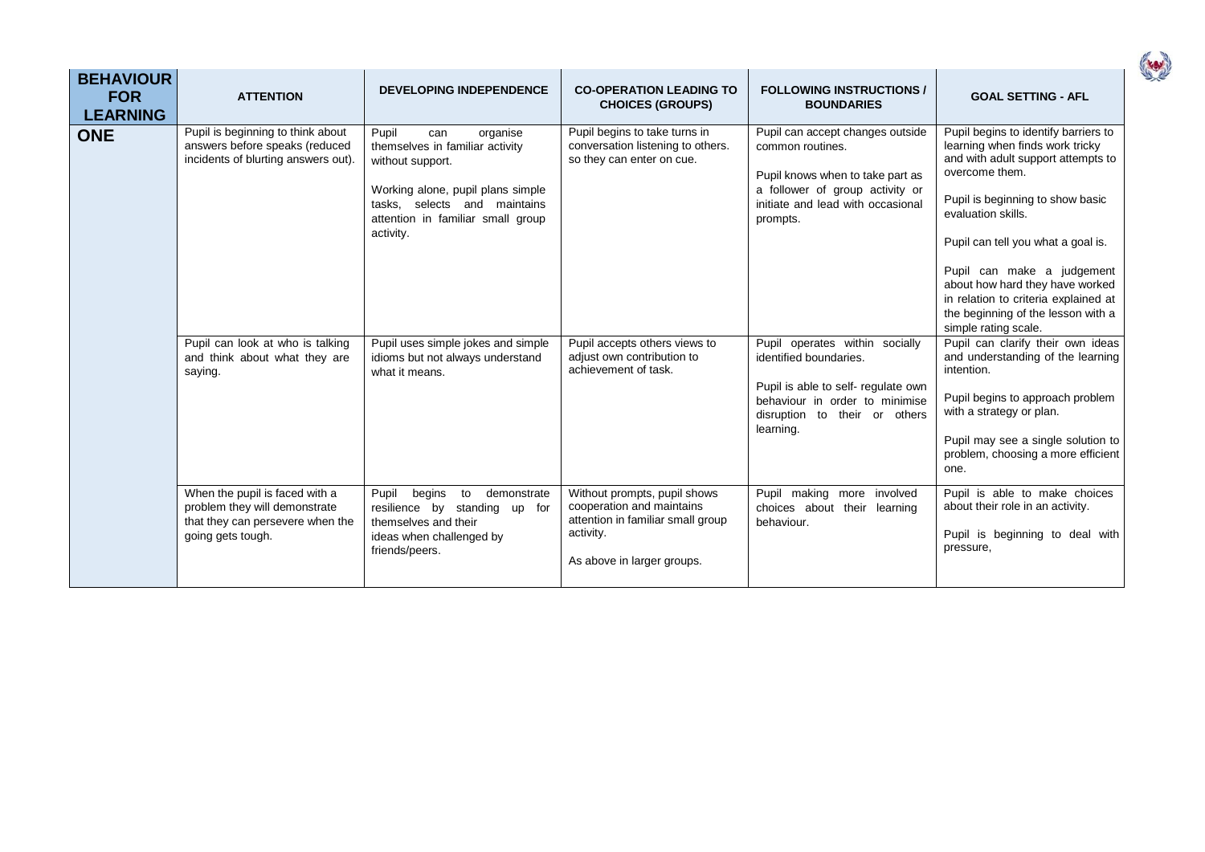| BEHAVIOUR FOR LEARNING | ATTENTION | DEVELOPING INDEPENDENCE | CO-OPERATION LEADING TO CHOICES (GROUPS) | FOLLOWING INSTRUCTIONS / BOUNDARIES | GOAL SETTING - AFL |
|---|---|---|---|---|---|
| **ONE** | Pupil is beginning to think about answers before speaks (reduced incidents of blurting answers out). | Pupil can organise themselves in familiar activity without support.<br><br>Working alone, pupil plans simple tasks, selects and maintains attention in familiar small group activity. | Pupil begins to take turns in conversation listening to others. so they can enter on cue. | Pupil can accept changes outside common routines.<br><br>Pupil knows when to take part as a follower of group activity or initiate and lead with occasional prompts. | Pupil begins to identify barriers to learning when finds work tricky and with adult support attempts to overcome them.<br><br>Pupil is beginning to show basic evaluation skills.<br><br>Pupil can tell you what a goal is.<br><br>Pupil can make a judgement about how hard they have worked in relation to criteria explained at the beginning of the lesson with a simple rating scale. |
| | Pupil can look at who is talking and think about what they are saying. | Pupil uses simple jokes and simple idioms but not always understand what it means. | Pupil accepts others views to adjust own contribution to achievement of task. | Pupil operates within socially identified boundaries.<br><br>Pupil is able to self- regulate own behaviour in order to minimise disruption to their or others learning. | Pupil can clarify their own ideas and understanding of the learning intention.<br><br>Pupil begins to approach problem with a strategy or plan.<br><br>Pupil may see a single solution to problem, choosing a more efficient one. |
| | When the pupil is faced with a problem they will demonstrate that they can persevere when the going gets tough. | Pupil begins to demonstrate resilience by standing up for themselves and their ideas when challenged by friends/peers. | Without prompts, pupil shows cooperation and maintains attention in familiar small group activity.<br><br>As above in larger groups. | Pupil making more involved choices about their learning behaviour. | Pupil is able to make choices about their role in an activity.<br><br>Pupil is beginning to deal with pressure, |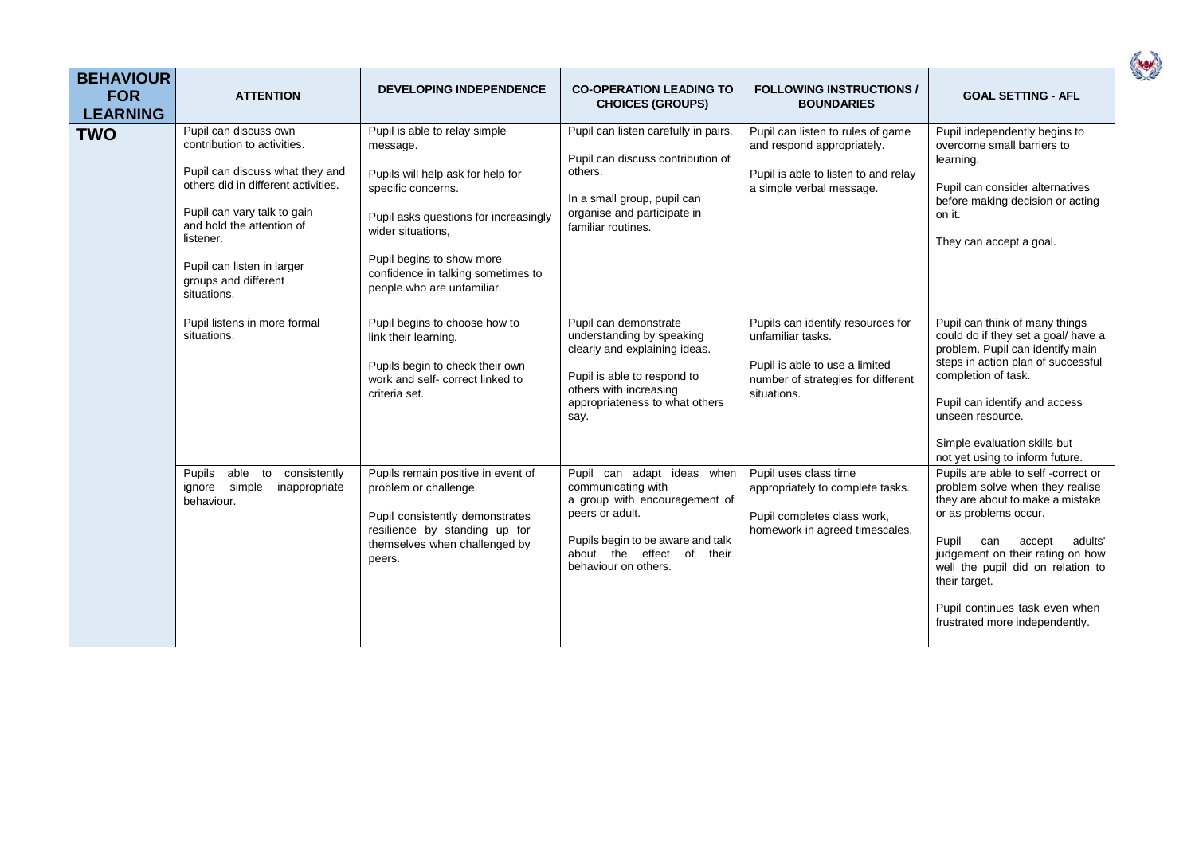| BEHAVIOUR FOR LEARNING | ATTENTION | DEVELOPING INDEPENDENCE | CO-OPERATION LEADING TO CHOICES (GROUPS) | FOLLOWING INSTRUCTIONS / BOUNDARIES | GOAL SETTING - AFL |
|---|---|---|---|---|---|
| **TWO** | Pupil can discuss own contribution to activities.<br><br>Pupil can discuss what they and others did in different activities.<br><br>Pupil can vary talk to gain and hold the attention of listener.<br><br>Pupil can listen in larger groups and different situations. | Pupil is able to relay simple message.<br><br>Pupils will help ask for help for specific concerns.<br><br>Pupil asks questions for increasingly wider situations,<br><br>Pupil begins to show more confidence in talking sometimes to people who are unfamiliar. | Pupil can listen carefully in pairs.<br><br>Pupil can discuss contribution of others.<br><br>In a small group, pupil can organise and participate in familiar routines. | Pupil can listen to rules of game and respond appropriately.<br><br>Pupil is able to listen to and relay a simple verbal message. | Pupil independently begins to overcome small barriers to learning.<br><br>Pupil can consider alternatives before making decision or acting on it.<br><br>They can accept a goal. |
| | Pupil listens in more formal situations. | Pupil begins to choose how to link their learning.<br><br>Pupils begin to check their own work and self- correct linked to criteria set. | Pupil can demonstrate understanding by speaking clearly and explaining ideas.<br><br>Pupil is able to respond to others with increasing appropriateness to what others say. | Pupils can identify resources for unfamiliar tasks.<br><br>Pupil is able to use a limited number of strategies for different situations. | Pupil can think of many things could do if they set a goal/ have a problem. Pupil can identify main steps in action plan of successful completion of task.<br><br>Pupil can identify and access unseen resource.<br><br>Simple evaluation skills but not yet using to inform future. |
| | Pupils able to consistently ignore simple inappropriate behaviour. | Pupils remain positive in event of problem or challenge.<br><br>Pupil consistently demonstrates resilience by standing up for themselves when challenged by peers. | Pupil can adapt ideas when communicating with a group with encouragement of peers or adult.<br><br>Pupils begin to be aware and talk about the effect of their behaviour on others. | Pupil uses class time appropriately to complete tasks.<br><br>Pupil completes class work, homework in agreed timescales. | Pupils are able to self -correct or problem solve when they realise they are about to make a mistake or as problems occur.<br><br>Pupil can accept adults' judgement on their rating on how well the pupil did on relation to their target.<br><br>Pupil continues task even when frustrated more independently. |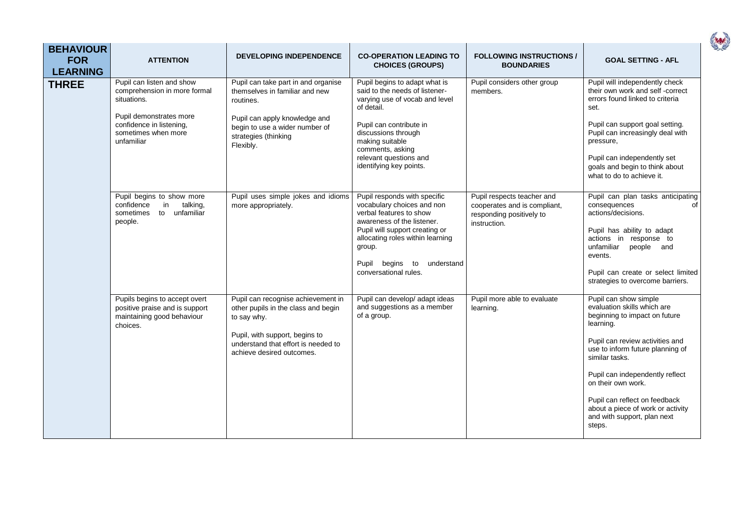| BEHAVIOUR FOR LEARNING | ATTENTION | DEVELOPING INDEPENDENCE | CO-OPERATION LEADING TO CHOICES (GROUPS) | FOLLOWING INSTRUCTIONS / BOUNDARIES | GOAL SETTING - AFL |
|---|---|---|---|---|---|
| **THREE** | Pupil can listen and show comprehension in more formal situations.<br><br>Pupil demonstrates more confidence in listening, sometimes when more unfamiliar | Pupil can take part in and organise themselves in familiar and new routines.<br><br>Pupil can apply knowledge and begin to use a wider number of strategies (thinking Flexibly. | Pupil begins to adapt what is said to the needs of listener-varying use of vocab and level of detail.<br><br>Pupil can contribute in discussions through making suitable comments, asking relevant questions and identifying key points. | Pupil considers other group members. | Pupil will independently check their own work and self -correct errors found linked to criteria set.<br><br>Pupil can support goal setting. Pupil can increasingly deal with pressure,<br><br>Pupil can independently set goals and begin to think about what to do to achieve it. |
| | Pupil begins to show more confidence in talking, sometimes to unfamiliar people. | Pupil uses simple jokes and idioms more appropriately. | Pupil responds with specific vocabulary choices and non verbal features to show awareness of the listener. Pupil will support creating or allocating roles within learning group.<br><br>Pupil begins to understand conversational rules. | Pupil respects teacher and cooperates and is compliant, responding positively to instruction. | Pupil can plan tasks anticipating consequences of actions/decisions.<br><br>Pupil has ability to adapt actions in response to unfamiliar people and events.<br><br>Pupil can create or select limited strategies to overcome barriers. |
| | Pupils begins to accept overt positive praise and is support maintaining good behaviour choices. | Pupil can recognise achievement in other pupils in the class and begin to say why.<br><br>Pupil, with support, begins to understand that effort is needed to achieve desired outcomes. | Pupil can develop/ adapt ideas and suggestions as a member of a group. | Pupil more able to evaluate learning. | Pupil can show simple evaluation skills which are beginning to impact on future learning.<br><br>Pupil can review activities and use to inform future planning of similar tasks.<br><br>Pupil can independently reflect on their own work.<br><br>Pupil can reflect on feedback about a piece of work or activity and with support, plan next steps. |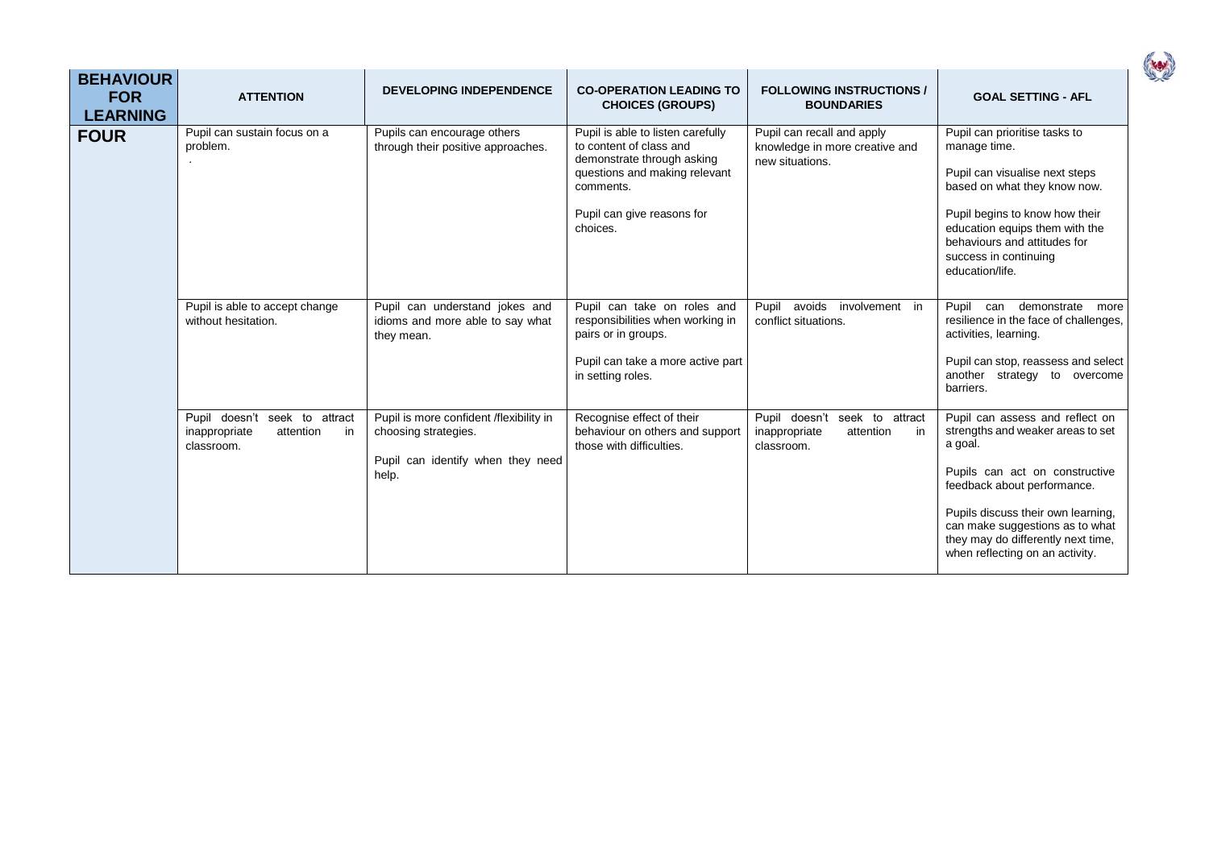| BEHAVIOUR FOR LEARNING | ATTENTION | DEVELOPING INDEPENDENCE | CO-OPERATION LEADING TO CHOICES (GROUPS) | FOLLOWING INSTRUCTIONS / BOUNDARIES | GOAL SETTING - AFL |
|---|---|---|---|---|---|
| **FOUR** | Pupil can sustain focus on a problem.<br>. | Pupils can encourage others through their positive approaches. | Pupil is able to listen carefully to content of class and demonstrate through asking questions and making relevant comments.<br><br>Pupil can give reasons for choices. | Pupil can recall and apply knowledge in more creative and new situations. | Pupil can prioritise tasks to manage time.<br><br>Pupil can visualise next steps based on what they know now.<br><br>Pupil begins to know how their education equips them with the behaviours and attitudes for success in continuing education/life. |
| | Pupil is able to accept change without hesitation. | Pupil can understand jokes and idioms and more able to say what they mean. | Pupil can take on roles and responsibilities when working in pairs or in groups.<br><br>Pupil can take a more active part in setting roles. | Pupil avoids involvement in conflict situations. | Pupil can demonstrate more resilience in the face of challenges, activities, learning.<br><br>Pupil can stop, reassess and select another strategy to overcome barriers. |
| | Pupil doesn't seek to attract inappropriate attention in classroom. | Pupil is more confident /flexibility in choosing strategies.<br><br>Pupil can identify when they need help. | Recognise effect of their behaviour on others and support those with difficulties. | Pupil doesn't seek to attract inappropriate attention in classroom. | Pupil can assess and reflect on strengths and weaker areas to set a goal.<br><br>Pupils can act on constructive feedback about performance.<br><br>Pupils discuss their own learning, can make suggestions as to what they may do differently next time, when reflecting on an activity. |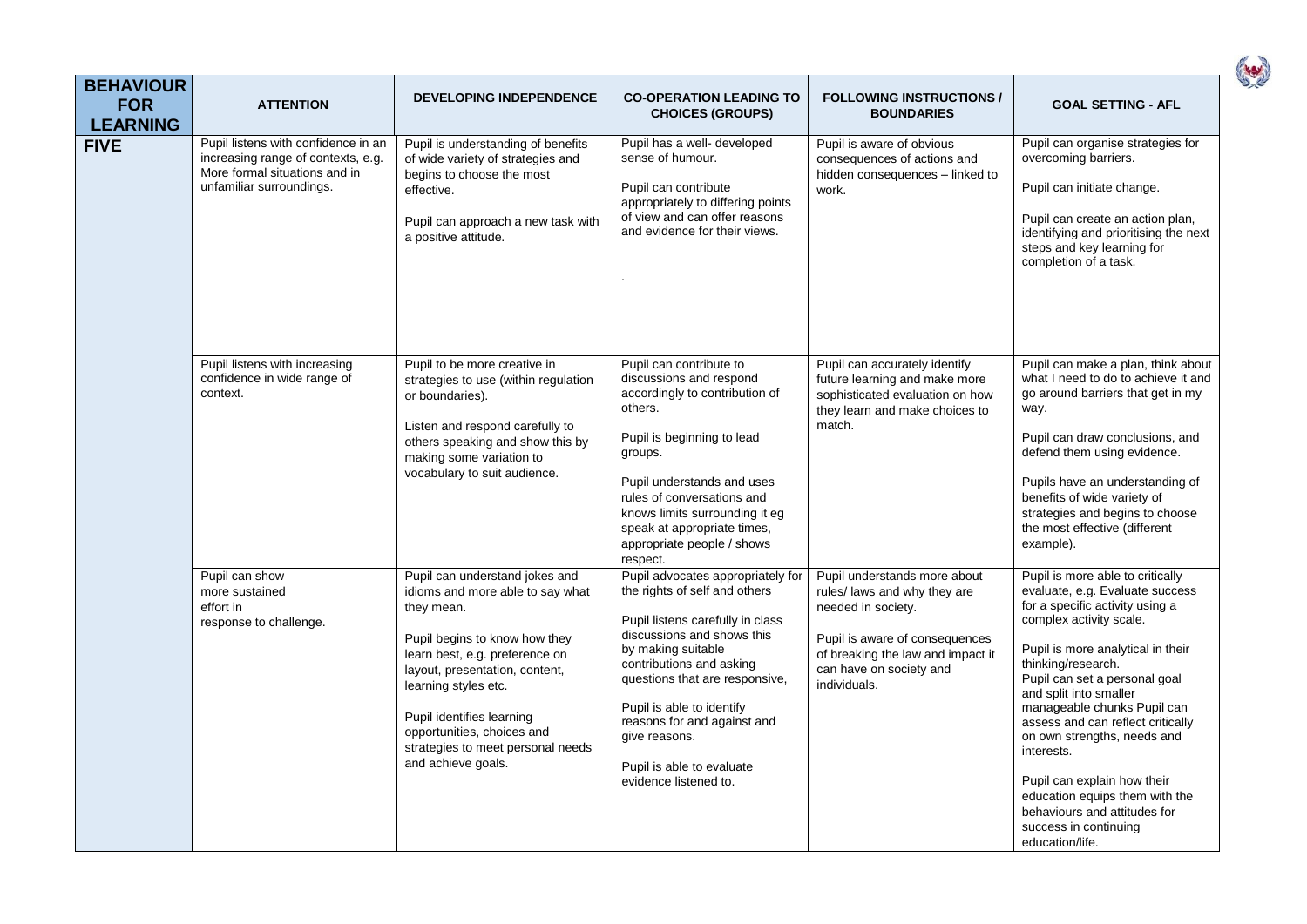| BEHAVIOUR FOR LEARNING | ATTENTION | DEVELOPING INDEPENDENCE | CO-OPERATION LEADING TO CHOICES (GROUPS) | FOLLOWING INSTRUCTIONS / BOUNDARIES | GOAL SETTING - AFL |
|---|---|---|---|---|---|
| **FIVE** | Pupil listens with confidence in an increasing range of contexts, e.g. More formal situations and in unfamiliar surroundings. | Pupil is understanding of benefits of wide variety of strategies and begins to choose the most effective.<br><br>Pupil can approach a new task with a positive attitude. | Pupil has a well- developed sense of humour.<br><br>Pupil can contribute appropriately to differing points of view and can offer reasons and evidence for their views.<br><br>. | Pupil is aware of obvious consequences of actions and hidden consequences – linked to work. | Pupil can organise strategies for overcoming barriers.<br><br>Pupil can initiate change.<br><br>Pupil can create an action plan, identifying and prioritising the next steps and key learning for completion of a task. |
| | Pupil listens with increasing confidence in wide range of context. | Pupil to be more creative in strategies to use (within regulation or boundaries).<br><br>Listen and respond carefully to others speaking and show this by making some variation to vocabulary to suit audience. | Pupil can contribute to discussions and respond accordingly to contribution of others.<br><br>Pupil is beginning to lead groups.<br><br>Pupil understands and uses rules of conversations and knows limits surrounding it eg speak at appropriate times, appropriate people / shows respect. | Pupil can accurately identify future learning and make more sophisticated evaluation on how they learn and make choices to match. | Pupil can make a plan, think about what I need to do to achieve it and go around barriers that get in my way.<br><br>Pupil can draw conclusions, and defend them using evidence.<br><br>Pupils have an understanding of benefits of wide variety of strategies and begins to choose the most effective (different example). |
| | Pupil can show more sustained effort in response to challenge. | Pupil can understand jokes and idioms and more able to say what they mean.<br><br>Pupil begins to know how they learn best, e.g. preference on layout, presentation, content, learning styles etc.<br><br>Pupil identifies learning opportunities, choices and strategies to meet personal needs and achieve goals. | Pupil advocates appropriately for the rights of self and others<br><br>Pupil listens carefully in class discussions and shows this by making suitable contributions and asking questions that are responsive,<br><br>Pupil is able to identify reasons for and against and give reasons.<br><br>Pupil is able to evaluate evidence listened to. | Pupil understands more about rules/ laws and why they are needed in society.<br><br>Pupil is aware of consequences of breaking the law and impact it can have on society and individuals. | Pupil is more able to critically evaluate, e.g. Evaluate success for a specific activity using a complex activity scale.<br><br>Pupil is more analytical in their thinking/research.<br>Pupil can set a personal goal and split into smaller manageable chunks Pupil can assess and can reflect critically on own strengths, needs and interests.<br><br>Pupil can explain how their education equips them with the behaviours and attitudes for success in continuing education/life. |